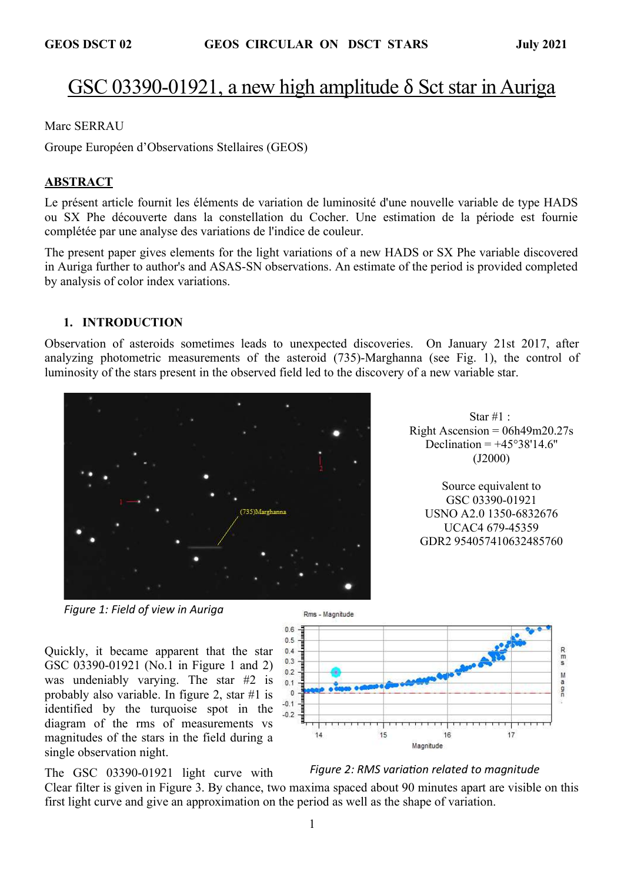# GSC 03390-01921, a new high amplitude δ Sct star in Auriga

Marc SERRAU

Groupe Européen d'Observations Stellaires (GEOS)

## ABSTRACT

Le présent article fournit les éléments de variation de luminosité d'une nouvelle variable de type HADS ou SX Phe découverte dans la constellation du Cocher. Une estimation de la période est fournie complétée par une analyse des variations de l'indice de couleur.

The present paper gives elements for the light variations of a new HADS or SX Phe variable discovered in Auriga further to author's and ASAS-SN observations. An estimate of the period is provided completed by analysis of color index variations.

## 1. INTRODUCTION

Observation of asteroids sometimes leads to unexpected discoveries. On January 21st 2017, after analyzing photometric measurements of the asteroid (735)-Marghanna (see Fig. 1), the control of luminosity of the stars present in the observed field led to the discovery of a new variable star.

*Figure 1: Field of view in Auriga*

Star #1 :
Right Ascension = 06h49m20.27s
Declination = +45°38'14.6"
(J2000)

Source equivalent to
GSC 03390-01921
USNO A2.0 1350-6832676
UCAC4 679-45359
GDR2 954057410632485760

Quickly, it became apparent that the star GSC 03390-01921 (No.1 in Figure 1 and 2) was undeniably varying. The star #2 is probably also variable. In figure 2, star #1 is identified by the turquoise spot in the diagram of the rms of measurements vs magnitudes of the stars in the field during a single observation night.

*Figure 2: RMS variation related to magnitude*

The GSC 03390-01921 light curve with Clear filter is given in Figure 3. By chance, two maxima spaced about 90 minutes apart are visible on this first light curve and give an approximation on the period as well as the shape of variation.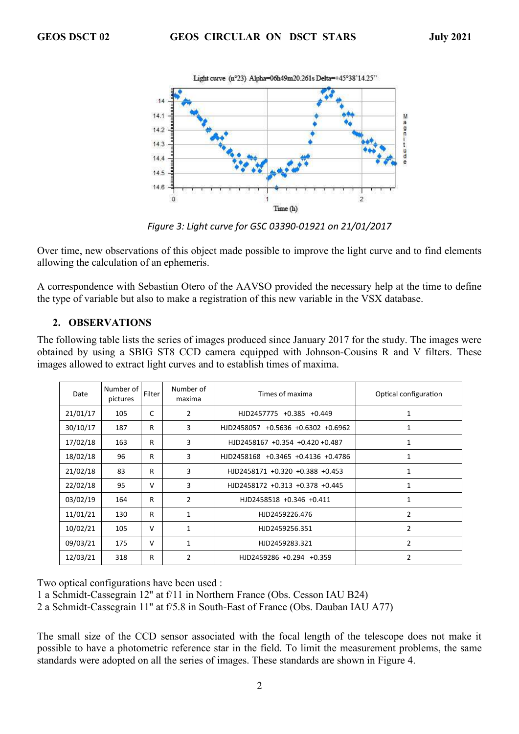*Figure 3: Light curve for GSC 03390-01921 on 21/01/2017*

Over time, new observations of this object made possible to improve the light curve and to find elements allowing the calculation of an ephemeris.

A correspondence with Sebastian Otero of the AAVSO provided the necessary help at the time to define the type of variable but also to make a registration of this new variable in the VSX database.

## 2. OBSERVATIONS

The following table lists the series of images produced since January 2017 for the study. The images were obtained by using a SBIG ST8 CCD camera equipped with Johnson-Cousins R and V filters. These images allowed to extract light curves and to establish times of maxima.

| Date | Number of pictures | Filter | Number of maxima | Times of maxima | Optical configuration |
|---|---|---|---|---|---|
| 21/01/17 | 105 | C | 2 | HJD2457775 +0.385 +0.449 | 1 |
| 30/10/17 | 187 | R | 3 | HJD2458057 +0.5636 +0.6302 +0.6962 | 1 |
| 17/02/18 | 163 | R | 3 | HJD2458167 +0.354 +0.420 +0.487 | 1 |
| 18/02/18 | 96 | R | 3 | HJD2458168 +0.3465 +0.4136 +0.4786 | 1 |
| 21/02/18 | 83 | R | 3 | HJD2458171 +0.320 +0.388 +0.453 | 1 |
| 22/02/18 | 95 | V | 3 | HJD2458172 +0.313 +0.378 +0.445 | 1 |
| 03/02/19 | 164 | R | 2 | HJD2458518 +0.346 +0.411 | 1 |
| 11/01/21 | 130 | R | 1 | HJD2459226.476 | 2 |
| 10/02/21 | 105 | V | 1 | HJD2459256.351 | 2 |
| 09/03/21 | 175 | V | 1 | HJD2459283.321 | 2 |
| 12/03/21 | 318 | R | 2 | HJD2459286 +0.294 +0.359 | 2 |

Two optical configurations have been used :

1 a Schmidt-Cassegrain 12" at f/11 in Northern France (Obs. Cesson IAU B24)

2 a Schmidt-Cassegrain 11" at f/5.8 in South-East of France (Obs. Dauban IAU A77)

The small size of the CCD sensor associated with the focal length of the telescope does not make it possible to have a photometric reference star in the field. To limit the measurement problems, the same standards were adopted on all the series of images. These standards are shown in Figure 4.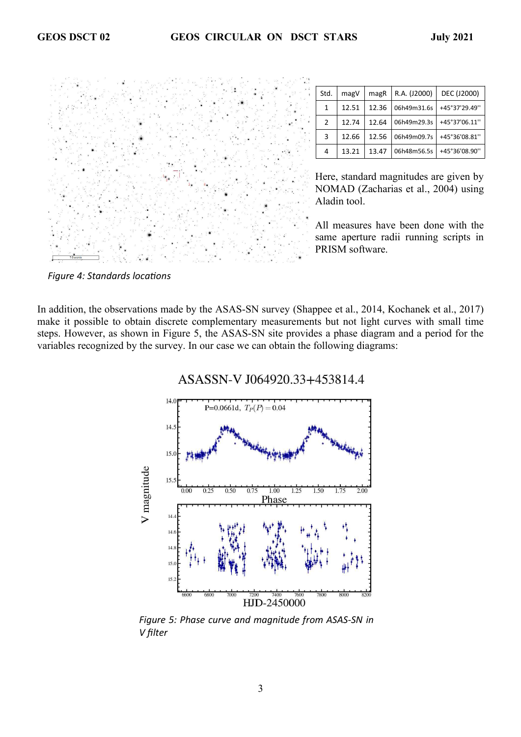| Std. | magV | magR | R.A. (J2000) | DEC (J2000) |
|---|---|---|---|---|
| 1 | 12.51 | 12.36 | 06h49m31.6s | +45°37'29.49'' |
| 2 | 12.74 | 12.64 | 06h49m29.3s | +45°37'06.11'' |
| 3 | 12.66 | 12.56 | 06h49m09.7s | +45°36'08.81'' |
| 4 | 13.21 | 13.47 | 06h48m56.5s | +45°36'08.90'' |

Here, standard magnitudes are given by NOMAD (Zacharias et al., 2004) using Aladin tool.

All measures have been done with the same aperture radii running scripts in PRISM software.

*Figure 4: Standards locations*

In addition, the observations made by the ASAS-SN survey (Shappee et al., 2014, Kochanek et al., 2017) make it possible to obtain discrete complementary measurements but not light curves with small time steps. However, as shown in Figure 5, the ASAS-SN site provides a phase diagram and a period for the variables recognized by the survey. In our case we can obtain the following diagrams:

*Figure 5: Phase curve and magnitude from ASAS-SN in V filter*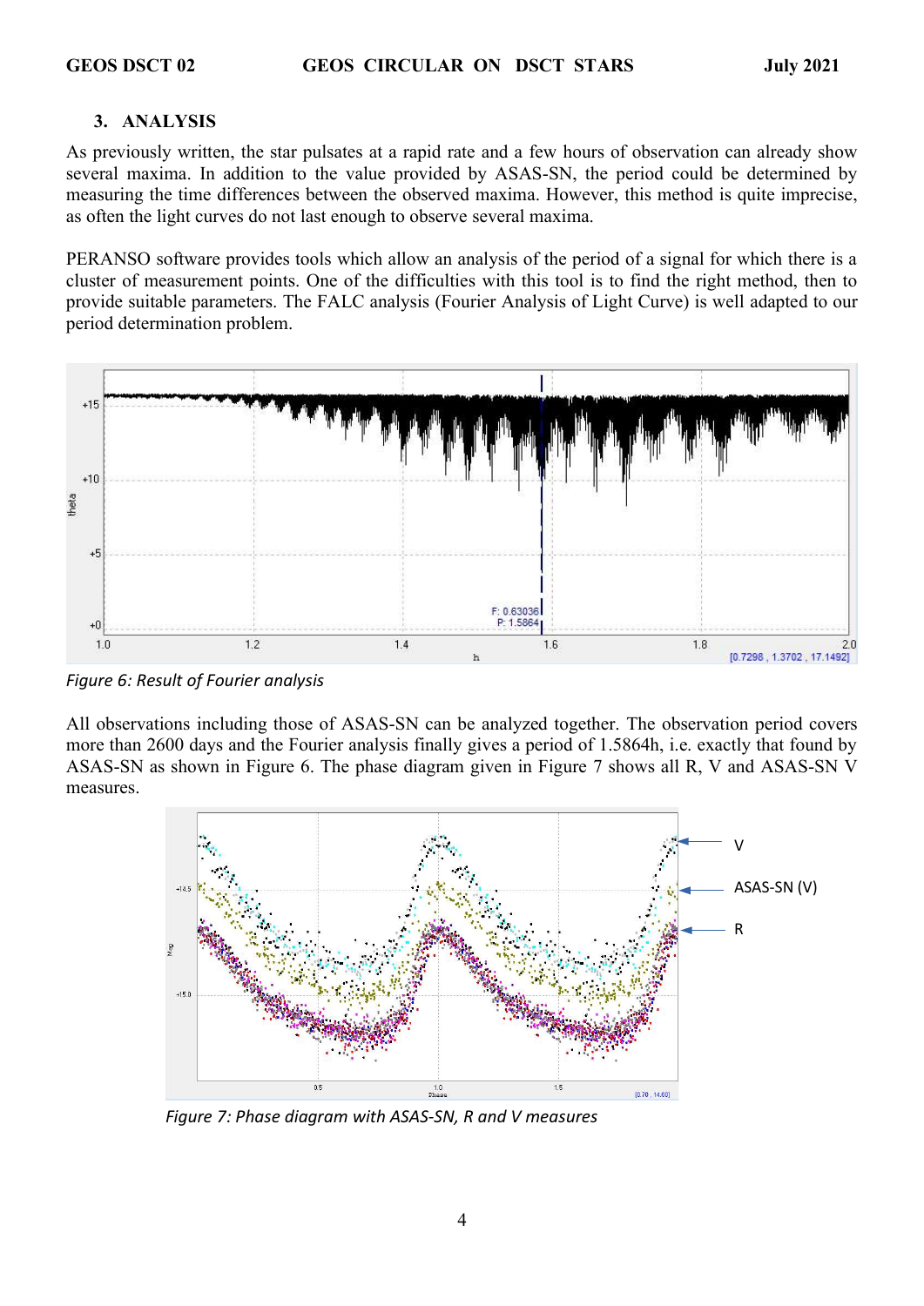## 3. ANALYSIS

As previously written, the star pulsates at a rapid rate and a few hours of observation can already show several maxima. In addition to the value provided by ASAS-SN, the period could be determined by measuring the time differences between the observed maxima. However, this method is quite imprecise, as often the light curves do not last enough to observe several maxima.

PERANSO software provides tools which allow an analysis of the period of a signal for which there is a cluster of measurement points. One of the difficulties with this tool is to find the right method, then to provide suitable parameters. The FALC analysis (Fourier Analysis of Light Curve) is well adapted to our period determination problem.

*Figure 6: Result of Fourier analysis*

All observations including those of ASAS-SN can be analyzed together. The observation period covers more than 2600 days and the Fourier analysis finally gives a period of 1.5864h, i.e. exactly that found by ASAS-SN as shown in Figure 6. The phase diagram given in Figure 7 shows all R, V and ASAS-SN V measures.

*Figure 7: Phase diagram with ASAS-SN, R and V measures*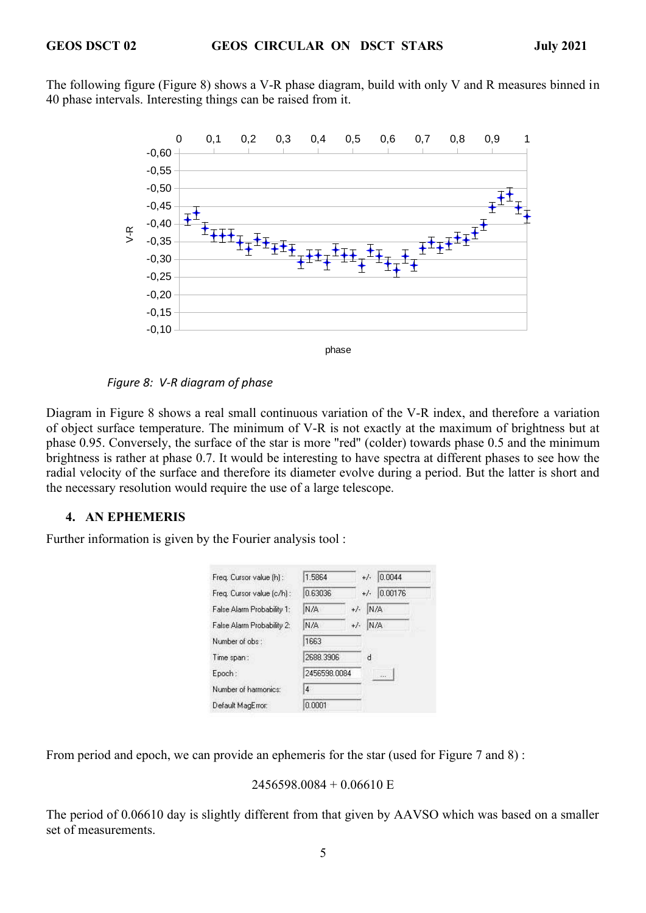The following figure (Figure 8) shows a V-R phase diagram, build with only V and R measures binned in 40 phase intervals. Interesting things can be raised from it.

*Figure 8: V-R diagram of phase*

Diagram in Figure 8 shows a real small continuous variation of the V-R index, and therefore a variation of object surface temperature. The minimum of V-R is not exactly at the maximum of brightness but at phase 0.95. Conversely, the surface of the star is more "red" (colder) towards phase 0.5 and the minimum brightness is rather at phase 0.7. It would be interesting to have spectra at different phases to see how the radial velocity of the surface and therefore its diameter evolve during a period. But the latter is short and the necessary resolution would require the use of a large telescope.

## 4. AN EPHEMERIS

Further information is given by the Fourier analysis tool :

| | | | |
|---|---|---|---|
| Freq. Cursor value (h) : | 1.5864 | +/- | 0.0044 |
| Freq. Cursor value (c/h) : | 0.63036 | +/- | 0.00176 |
| False Alarm Probability 1: | N/A | +/- | N/A |
| False Alarm Probability 2: | N/A | +/- | N/A |
| Number of obs : | 1663 | | |
| Time span : | 2688.3906 | d | |
| Epoch : | 2456598.0084 | | |
| Number of harmonics: | 4 | | |
| Default MagError: | 0.0001 | | |

From period and epoch, we can provide an ephemeris for the star (used for Figure 7 and 8) :

$$2456598.0084 + 0.06610\ E$$

The period of 0.06610 day is slightly different from that given by AAVSO which was based on a smaller set of measurements.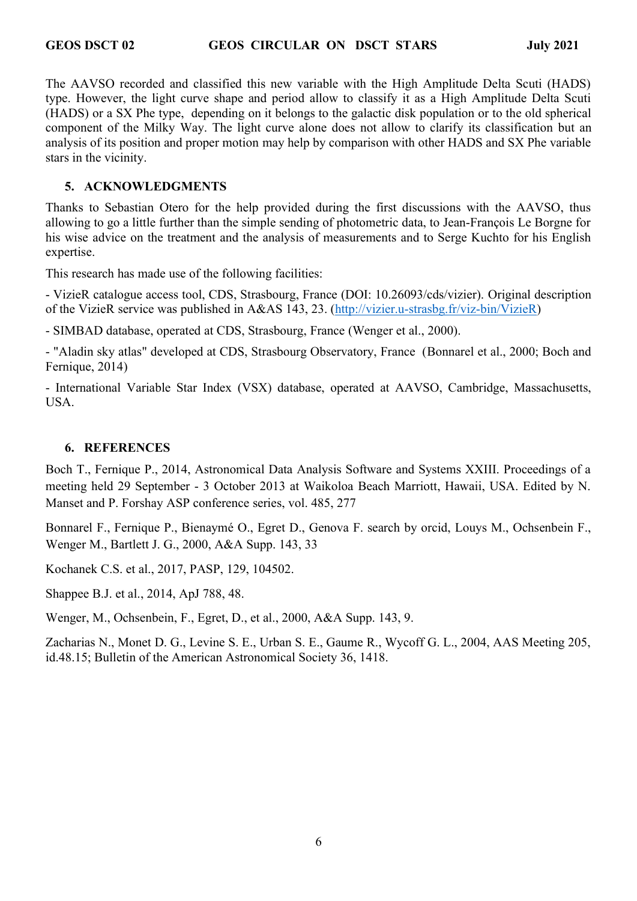The AAVSO recorded and classified this new variable with the High Amplitude Delta Scuti (HADS) type. However, the light curve shape and period allow to classify it as a High Amplitude Delta Scuti (HADS) or a SX Phe type, depending on it belongs to the galactic disk population or to the old spherical component of the Milky Way. The light curve alone does not allow to clarify its classification but an analysis of its position and proper motion may help by comparison with other HADS and SX Phe variable stars in the vicinity.

## 5. ACKNOWLEDGMENTS

Thanks to Sebastian Otero for the help provided during the first discussions with the AAVSO, thus allowing to go a little further than the simple sending of photometric data, to Jean-François Le Borgne for his wise advice on the treatment and the analysis of measurements and to Serge Kuchto for his English expertise.

This research has made use of the following facilities:

- VizieR catalogue access tool, CDS, Strasbourg, France (DOI: 10.26093/cds/vizier). Original description of the VizieR service was published in A&AS 143, 23. (http://vizier.u-strasbg.fr/viz-bin/VizieR)

- SIMBAD database, operated at CDS, Strasbourg, France (Wenger et al., 2000).

- "Aladin sky atlas" developed at CDS, Strasbourg Observatory, France (Bonnarel et al., 2000; Boch and Fernique, 2014)

- International Variable Star Index (VSX) database, operated at AAVSO, Cambridge, Massachusetts, USA.

## 6. REFERENCES

Boch T., Fernique P., 2014, Astronomical Data Analysis Software and Systems XXIII. Proceedings of a meeting held 29 September - 3 October 2013 at Waikoloa Beach Marriott, Hawaii, USA. Edited by N. Manset and P. Forshay ASP conference series, vol. 485, 277

Bonnarel F., Fernique P., Bienaymé O., Egret D., Genova F. search by orcid, Louys M., Ochsenbein F., Wenger M., Bartlett J. G., 2000, A&A Supp. 143, 33

Kochanek C.S. et al., 2017, PASP, 129, 104502.

Shappee B.J. et al., 2014, ApJ 788, 48.

Wenger, M., Ochsenbein, F., Egret, D., et al., 2000, A&A Supp. 143, 9.

Zacharias N., Monet D. G., Levine S. E., Urban S. E., Gaume R., Wycoff G. L., 2004, AAS Meeting 205, id.48.15; Bulletin of the American Astronomical Society 36, 1418.